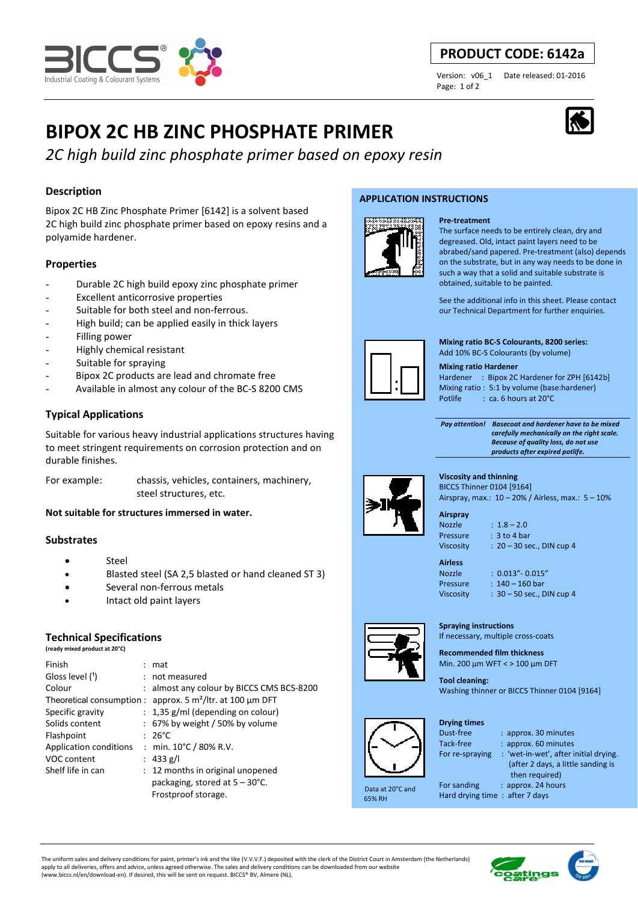**PRODUCT CODE: 6142a**

Version: v06_1  Date released: 01-2016

# BIPOX 2C HB ZINC PHOSPHATE PRIMER

*2C high build zinc phosphate primer based on epoxy resin*

## Description

Bipox 2C HB Zinc Phosphate Primer [6142] is a solvent based 2C high build zinc phosphate primer based on epoxy resins and a polyamide hardener.

## Properties

- Durable 2C high build epoxy zinc phosphate primer
- Excellent anticorrosive properties
- Suitable for both steel and non-ferrous.
- High build; can be applied easily in thick layers
- Filling power
- Highly chemical resistant
- Suitable for spraying
- Bipox 2C products are lead and chromate free
- Available in almost any colour of the BC-S 8200 CMS

## Typical Applications

Suitable for various heavy industrial applications structures having to meet stringent requirements on corrosion protection and on durable finishes.

For example: chassis, vehicles, containers, machinery, steel structures, etc.

**Not suitable for structures immersed in water.**

## Substrates

- Steel
- Blasted steel (SA 2,5 blasted or hand cleaned ST 3)
- Several non-ferrous metals
- Intact old paint layers

## Technical Specifications

**(ready mixed product at 20°C)**

| | |
|---|---|
| Finish | : mat |
| Gloss level (¹) | : not measured |
| Colour | : almost any colour by BICCS CMS BCS-8200 |
| Theoretical consumption | : approx. 5 m²/ltr. at 100 µm DFT |
| Specific gravity | : 1,35 g/ml (depending on colour) |
| Solids content | : 67% by weight / 50% by volume |
| Flashpoint | : 26°C |
| Application conditions | : min. 10°C / 80% R.V. |
| VOC content | : 433 g/l |
| Shelf life in can | : 12 months in original unopened packaging, stored at 5 – 30°C. Frostproof storage. |

## APPLICATION INSTRUCTIONS

**Pre-treatment**

The surface needs to be entirely clean, dry and degreased. Old, intact paint layers need to be abraded/sand papered. Pre-treatment (also) depends on the substrate, but in any way needs to be done in such a way that a solid and suitable substrate is obtained, suitable to be painted.

See the additional info in this sheet. Please contact our Technical Department for further enquiries.

**Mixing ratio BC-S Colourants, 8200 series:**

Add 10% BC-S Colourants (by volume)

**Mixing ratio Hardener**

Hardener : Bipox 2C Hardener for ZPH [6142b]
Mixing ratio : 5:1 by volume (base:hardener)
Potlife : ca. 6 hours at 20°C

***Pay attention! Basecoat and hardener have to be mixed carefully mechanically on the right scale. Because of quality loss, do not use products after expired potlife.***

**Viscosity and thinning**

BICCS Thinner 0104 [9164]
Airspray, max.: 10 – 20% / Airless, max.: 5 – 10%

**Airspray**

Nozzle : 1.8 – 2.0
Pressure : 3 to 4 bar
Viscosity : 20 – 30 sec., DIN cup 4

**Airless**

Nozzle : 0.013”- 0.015”
Pressure : 140 – 160 bar
Viscosity : 30 – 50 sec., DIN cup 4

**Spraying instructions**

If necessary, multiple cross-coats

**Recommended film thickness**

Min. 200 µm WFT < > 100 µm DFT

**Tool cleaning:**

Washing thinner or BICCS Thinner 0104 [9164]

**Drying times**

Dust-free : approx. 30 minutes
Tack-free : approx. 60 minutes
For re-spraying : ‘wet-in-wet’, after initial drying. (after 2 days, a little sanding is then required)
For sanding : approx. 24 hours
Hard drying time : after 7 days

Data at 20°C and 65% RH

The uniform sales and delivery conditions for paint, printer’s ink and the like (V.V.V.F.) deposited with the clerk of the District Court in Amsterdam (the Netherlands) apply to all deliveries, offers and advice, unless agreed otherwise. The sales and delivery conditions can be downloaded from our website (www.biccs.nl/en/download-en). If desired, this will be sent on request. BICCS® BV, Almere (NL).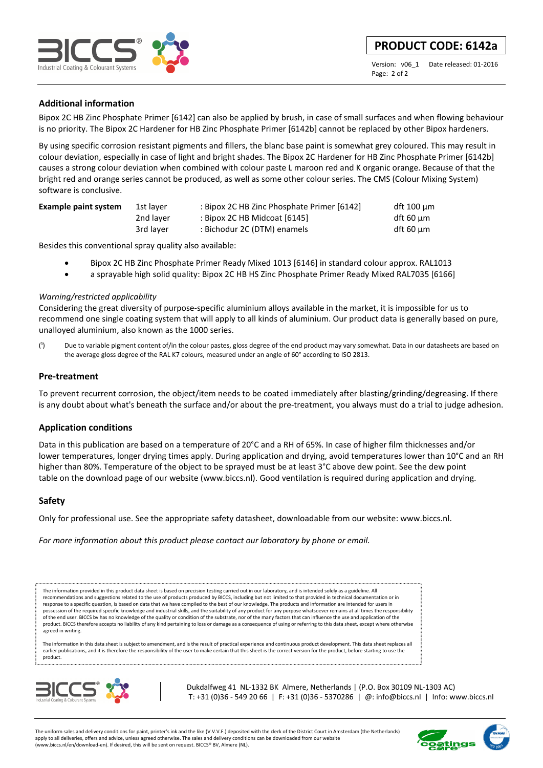**PRODUCT CODE: 6142a**

Version: v06_1 Date released: 01-2016

## Additional information

Bipox 2C HB Zinc Phosphate Primer [6142] can also be applied by brush, in case of small surfaces and when flowing behaviour is no priority. The Bipox 2C Hardener for HB Zinc Phosphate Primer [6142b] cannot be replaced by other Bipox hardeners.

By using specific corrosion resistant pigments and fillers, the blanc base paint is somewhat grey coloured. This may result in colour deviation, especially in case of light and bright shades. The Bipox 2C Hardener for HB Zinc Phosphate Primer [6142b] causes a strong colour deviation when combined with colour paste L maroon red and K organic orange. Because of that the bright red and orange series cannot be produced, as well as some other colour series. The CMS (Colour Mixing System) software is conclusive.

| | | | |
|---|---|---|---|
| **Example paint system** | 1st layer | : Bipox 2C HB Zinc Phosphate Primer [6142] | dft 100 µm |
| | 2nd layer | : Bipox 2C HB Midcoat [6145] | dft 60 µm |
| | 3rd layer | : Bichodur 2C (DTM) enamels | dft 60 µm |

Besides this conventional spray quality also available:

- Bipox 2C HB Zinc Phosphate Primer Ready Mixed 1013 [6146] in standard colour approx. RAL1013
- a sprayable high solid quality: Bipox 2C HB HS Zinc Phosphate Primer Ready Mixed RAL7035 [6166]

*Warning/restricted applicability*

Considering the great diversity of purpose-specific aluminium alloys available in the market, it is impossible for us to recommend one single coating system that will apply to all kinds of aluminium. Our product data is generally based on pure, unalloyed aluminium, also known as the 1000 series.

(1) Due to variable pigment content of/in the colour pastes, gloss degree of the end product may vary somewhat. Data in our datasheets are based on the average gloss degree of the RAL K7 colours, measured under an angle of 60° according to ISO 2813.

## Pre-treatment

To prevent recurrent corrosion, the object/item needs to be coated immediately after blasting/grinding/degreasing. If there is any doubt about what's beneath the surface and/or about the pre-treatment, you always must do a trial to judge adhesion.

## Application conditions

Data in this publication are based on a temperature of 20°C and a RH of 65%. In case of higher film thicknesses and/or lower temperatures, longer drying times apply. During application and drying, avoid temperatures lower than 10°C and an RH higher than 80%. Temperature of the object to be sprayed must be at least 3°C above dew point. See the dew point table on the download page of our website (www.biccs.nl). Good ventilation is required during application and drying.

## Safety

Only for professional use. See the appropriate safety datasheet, downloadable from our website: www.biccs.nl.

*For more information about this product please contact our laboratory by phone or email.*

The information provided in this product data sheet is based on precision testing carried out in our laboratory, and is intended solely as a guideline. All recommendations and suggestions related to the use of products produced by BICCS, including but not limited to that provided in technical documentation or in response to a specific question, is based on data that we have compiled to the best of our knowledge. The products and information are intended for users in possession of the required specific knowledge and industrial skills, and the suitability of any product for any purpose whatsoever remains at all times the responsibility of the end user. BICCS bv has no knowledge of the quality or condition of the substrate, nor of the many factors that can influence the use and application of the product. BICCS therefore accepts no liability of any kind pertaining to loss or damage as a consequence of using or referring to this data sheet, except where otherwise agreed in writing.

The information in this data sheet is subject to amendment, and is the result of practical experience and continuous product development. This data sheet replaces all earlier publications, and it is therefore the responsibility of the user to make certain that this sheet is the correct version for the product, before starting to use the product.

Dukdalfweg 41 NL-1332 BK Almere, Netherlands | (P.O. Box 30109 NL-1303 AC)
T: +31 (0)36 - 549 20 66 | F: +31 (0)36 - 5370286 | @: info@biccs.nl | Info: www.biccs.nl

The uniform sales and delivery conditions for paint, printer's ink and the like (V.V.V.F.) deposited with the clerk of the District Court in Amsterdam (the Netherlands) apply to all deliveries, offers and advice, unless agreed otherwise. The sales and delivery conditions can be downloaded from our website (www.biccs.nl/en/download-en). If desired, this will be sent on request. BICCS® BV, Almere (NL).